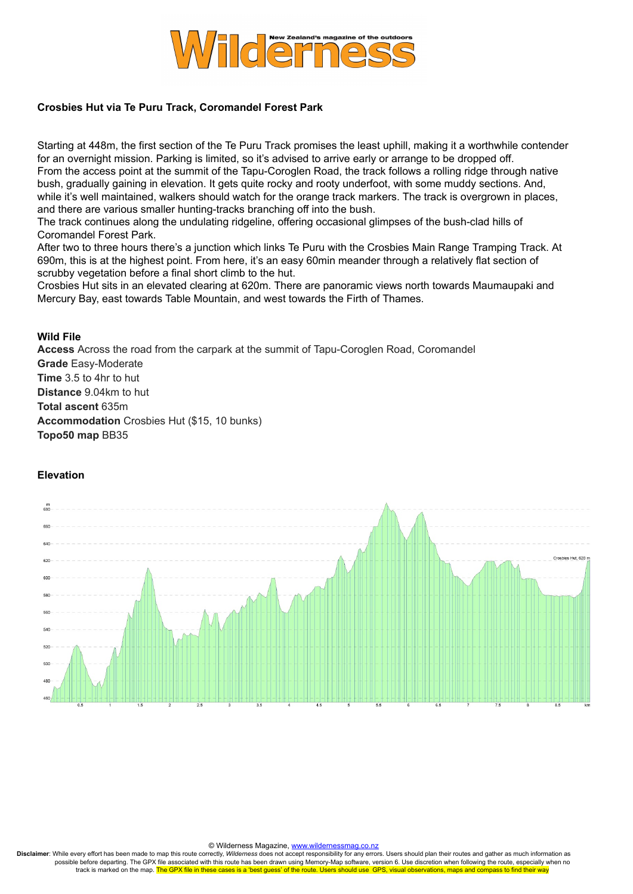### Crosbies Hut via Te Puru Track, Coromandel Forest Park

Starting at 448m, the first section of the Te Puru Track promises the least uphill, making it a worthwhile contender for an overnight mission. Parking is limited, so it's advised to arrive early or arrange to be dropped off.
From the access point at the summit of the Tapu-Coroglen Road, the track follows a rolling ridge through native bush, gradually gaining in elevation. It gets quite rocky and rooty underfoot, with some muddy sections. And, while it's well maintained, walkers should watch for the orange track markers. The track is overgrown in places, and there are various smaller hunting-tracks branching off into the bush.
The track continues along the undulating ridgeline, offering occasional glimpses of the bush-clad hills of Coromandel Forest Park.
After two to three hours there's a junction which links Te Puru with the Crosbies Main Range Tramping Track. At 690m, this is at the highest point. From here, it's an easy 60min meander through a relatively flat section of scrubby vegetation before a final short climb to the hut.
Crosbies Hut sits in an elevated clearing at 620m. There are panoramic views north towards Maumaupaki and Mercury Bay, east towards Table Mountain, and west towards the Firth of Thames.

**Wild File**
**Access** Across the road from the carpark at the summit of Tapu-Coroglen Road, Coromandel
**Grade** Easy-Moderate
**Time** 3.5 to 4hr to hut
**Distance** 9.04km to hut
**Total ascent** 635m
**Accommodation** Crosbies Hut ($15, 10 bunks)
**Topo50 map** BB35

**Elevation**

© Wilderness Magazine, www.wildernessmag.co.nz
**Disclaimer**: While every effort has been made to map this route correctly, *Wilderness* does not accept responsibility for any errors. Users should plan their routes and gather as much information as possible before departing. The GPX file associated with this route has been drawn using Memory-Map software, version 6. Use discretion when following the route, especially when no track is marked on the map. The GPX file in these cases is a 'best guess' of the route. Users should use GPS, visual observations, maps and compass to find their way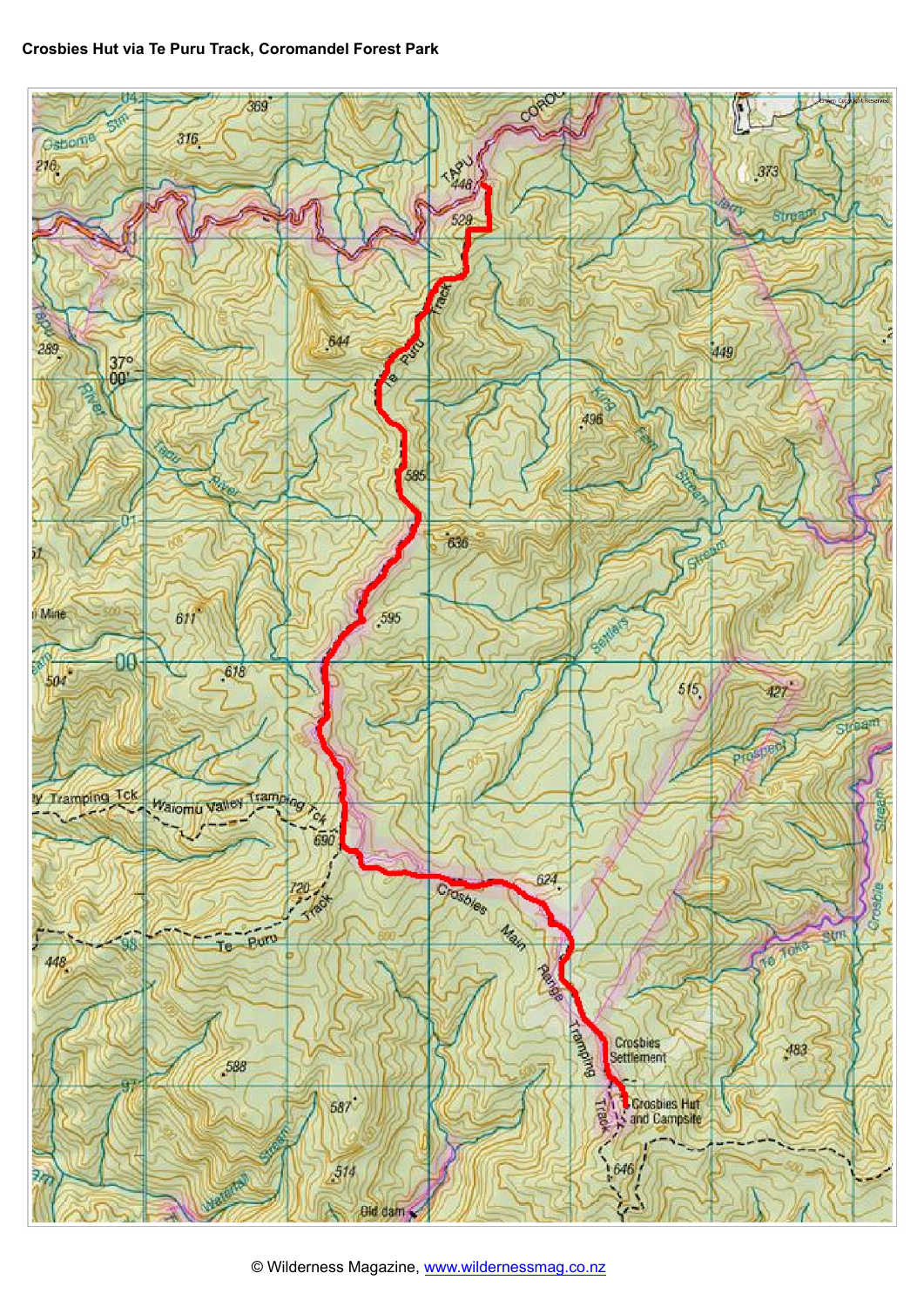**Crosbies Hut via Te Puru Track, Coromandel Forest Park**

© Wilderness Magazine, www.wildernessmag.co.nz